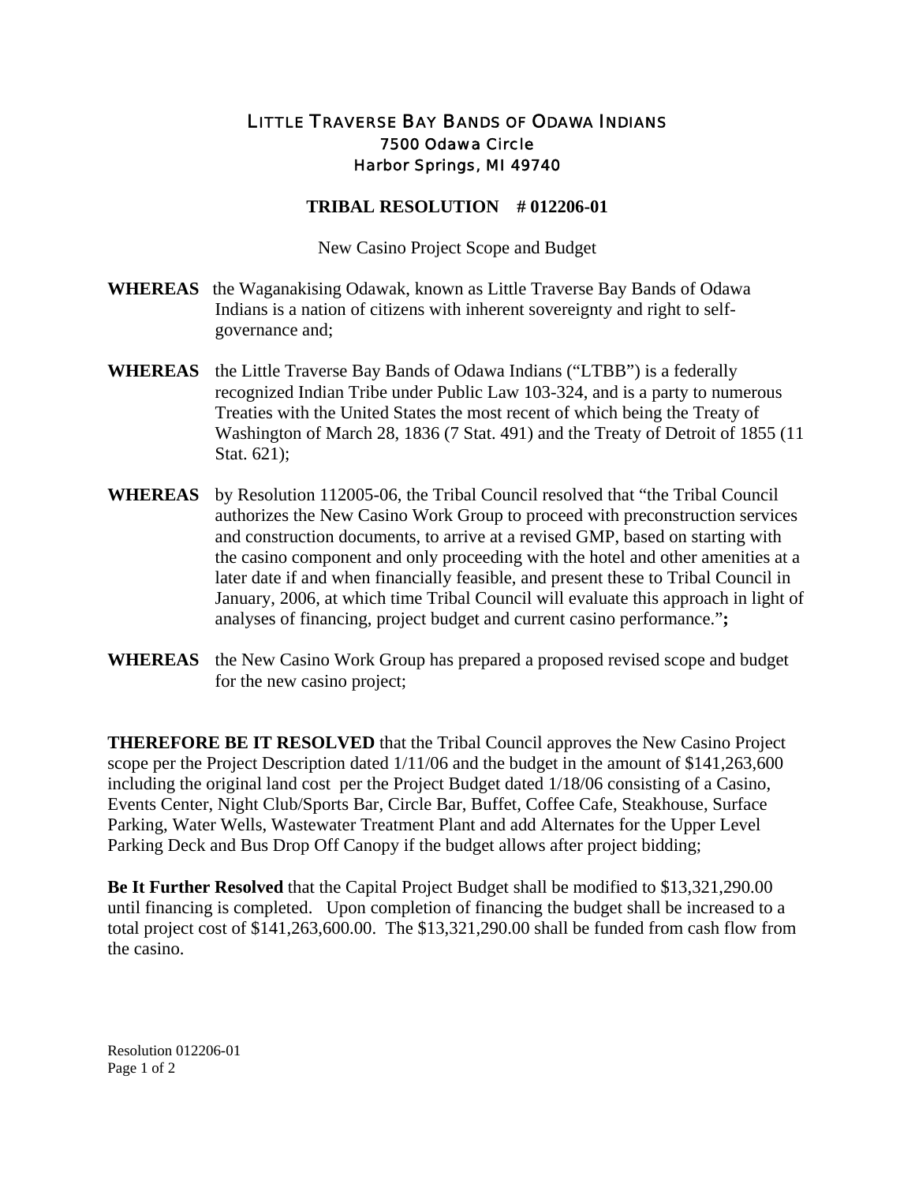# LITTLE TRAVERSE BAY BANDS OF ODAWA INDIANS

7500 Odawa Circle
Harbor Springs, MI 49740

## TRIBAL RESOLUTION # 012206-01

New Casino Project Scope and Budget

**WHEREAS** the Waganakising Odawak, known as Little Traverse Bay Bands of Odawa Indians is a nation of citizens with inherent sovereignty and right to self-governance and;

**WHEREAS** the Little Traverse Bay Bands of Odawa Indians ("LTBB") is a federally recognized Indian Tribe under Public Law 103-324, and is a party to numerous Treaties with the United States the most recent of which being the Treaty of Washington of March 28, 1836 (7 Stat. 491) and the Treaty of Detroit of 1855 (11 Stat. 621);

**WHEREAS** by Resolution 112005-06, the Tribal Council resolved that "the Tribal Council authorizes the New Casino Work Group to proceed with preconstruction services and construction documents, to arrive at a revised GMP, based on starting with the casino component and only proceeding with the hotel and other amenities at a later date if and when financially feasible, and present these to Tribal Council in January, 2006, at which time Tribal Council will evaluate this approach in light of analyses of financing, project budget and current casino performance."**;**

**WHEREAS** the New Casino Work Group has prepared a proposed revised scope and budget for the new casino project;

**THEREFORE BE IT RESOLVED** that the Tribal Council approves the New Casino Project scope per the Project Description dated 1/11/06 and the budget in the amount of $141,263,600 including the original land cost per the Project Budget dated 1/18/06 consisting of a Casino, Events Center, Night Club/Sports Bar, Circle Bar, Buffet, Coffee Cafe, Steakhouse, Surface Parking, Water Wells, Wastewater Treatment Plant and add Alternates for the Upper Level Parking Deck and Bus Drop Off Canopy if the budget allows after project bidding;

**Be It Further Resolved** that the Capital Project Budget shall be modified to $13,321,290.00 until financing is completed. Upon completion of financing the budget shall be increased to a total project cost of $141,263,600.00. The $13,321,290.00 shall be funded from cash flow from the casino.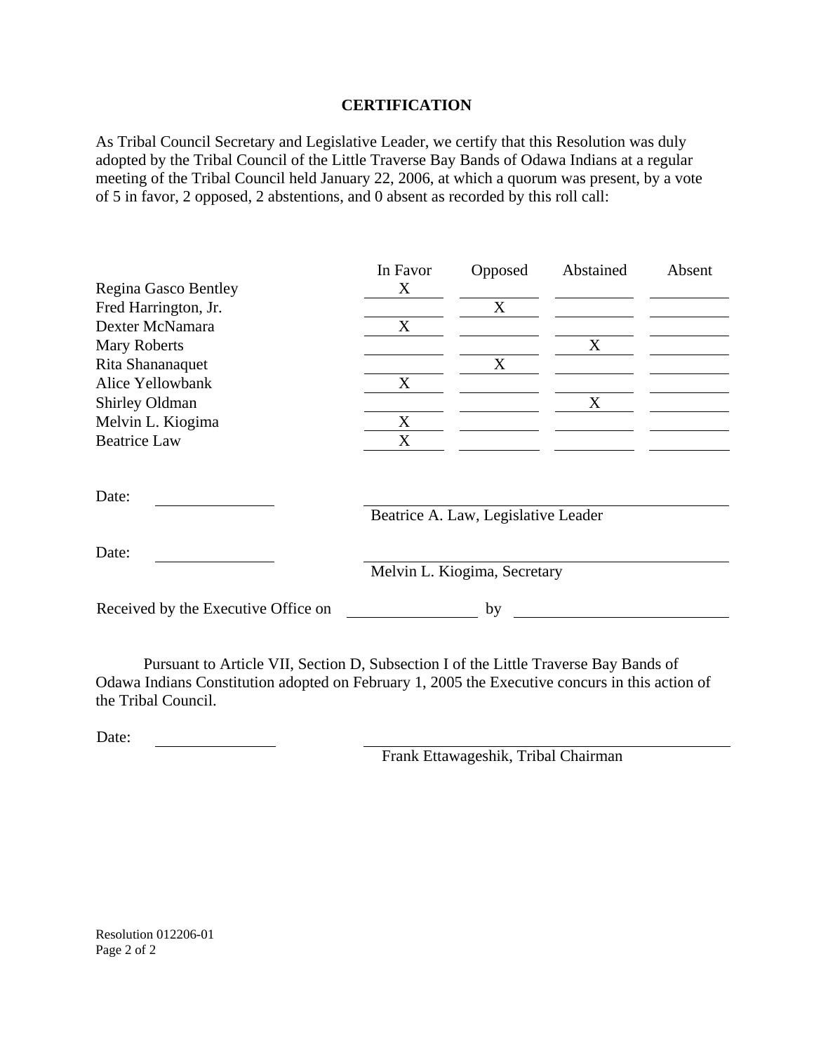**CERTIFICATION**

As Tribal Council Secretary and Legislative Leader, we certify that this Resolution was duly adopted by the Tribal Council of the Little Traverse Bay Bands of Odawa Indians at a regular meeting of the Tribal Council held January 22, 2006, at which a quorum was present, by a vote of 5 in favor, 2 opposed, 2 abstentions, and 0 absent as recorded by this roll call:

| | In Favor | Opposed | Abstained | Absent |
|---|---|---|---|---|
| Regina Gasco Bentley | X | | | |
| Fred Harrington, Jr. | | X | | |
| Dexter McNamara | X | | | |
| Mary Roberts | | | X | |
| Rita Shananaquet | | X | | |
| Alice Yellowbank | X | | | |
| Shirley Oldman | | | X | |
| Melvin L. Kiogima | X | | | |
| Beatrice Law | X | | | |

Date: ______________ ______________________________
Beatrice A. Law, Legislative Leader

Date: ______________ ______________________________
Melvin L. Kiogima, Secretary

Received by the Executive Office on ______________ by ______________________

Pursuant to Article VII, Section D, Subsection I of the Little Traverse Bay Bands of Odawa Indians Constitution adopted on February 1, 2005 the Executive concurs in this action of the Tribal Council.

Date: ______________ ______________________________
Frank Ettawageshik, Tribal Chairman

Resolution 012206-01